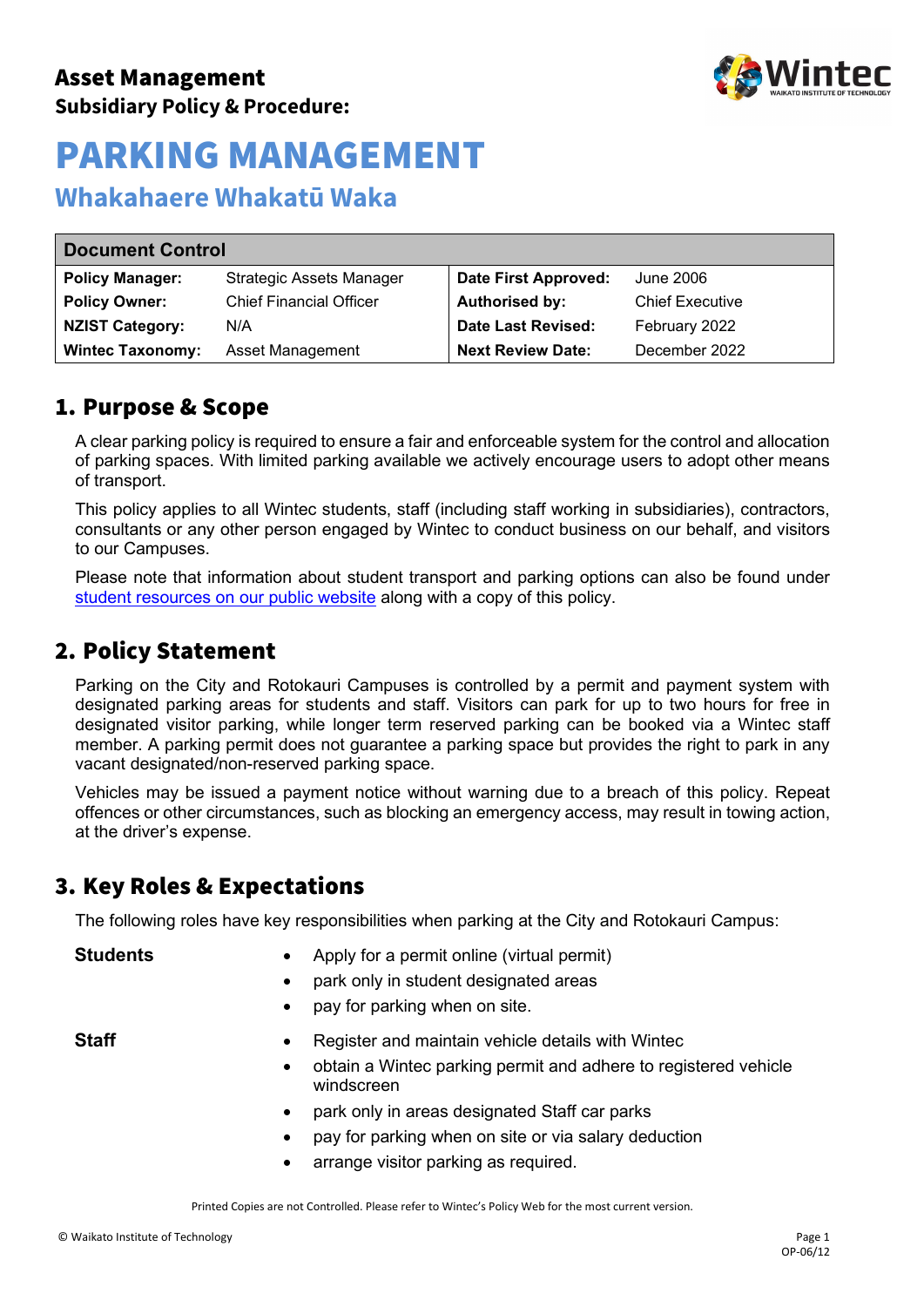**Asset Management**
**Subsidiary Policy & Procedure:**

# PARKING MANAGEMENT

## Whakahaere Whakatū Waka

| Document Control | | | |
|---|---|---|---|
| **Policy Manager:** | Strategic Assets Manager | **Date First Approved:** | June 2006 |
| **Policy Owner:** | Chief Financial Officer | **Authorised by:** | Chief Executive |
| **NZIST Category:** | N/A | **Date Last Revised:** | February 2022 |
| **Wintec Taxonomy:** | Asset Management | **Next Review Date:** | December 2022 |

## 1. Purpose & Scope

A clear parking policy is required to ensure a fair and enforceable system for the control and allocation of parking spaces. With limited parking available we actively encourage users to adopt other means of transport.

This policy applies to all Wintec students, staff (including staff working in subsidiaries), contractors, consultants or any other person engaged by Wintec to conduct business on our behalf, and visitors to our Campuses.

Please note that information about student transport and parking options can also be found under student resources on our public website along with a copy of this policy.

## 2. Policy Statement

Parking on the City and Rotokauri Campuses is controlled by a permit and payment system with designated parking areas for students and staff. Visitors can park for up to two hours for free in designated visitor parking, while longer term reserved parking can be booked via a Wintec staff member. A parking permit does not guarantee a parking space but provides the right to park in any vacant designated/non-reserved parking space.

Vehicles may be issued a payment notice without warning due to a breach of this policy. Repeat offences or other circumstances, such as blocking an emergency access, may result in towing action, at the driver's expense.

## 3. Key Roles & Expectations

The following roles have key responsibilities when parking at the City and Rotokauri Campus:

**Students**

- Apply for a permit online (virtual permit)
- park only in student designated areas
- pay for parking when on site.

**Staff**

- Register and maintain vehicle details with Wintec
- obtain a Wintec parking permit and adhere to registered vehicle windscreen
- park only in areas designated Staff car parks
- pay for parking when on site or via salary deduction
- arrange visitor parking as required.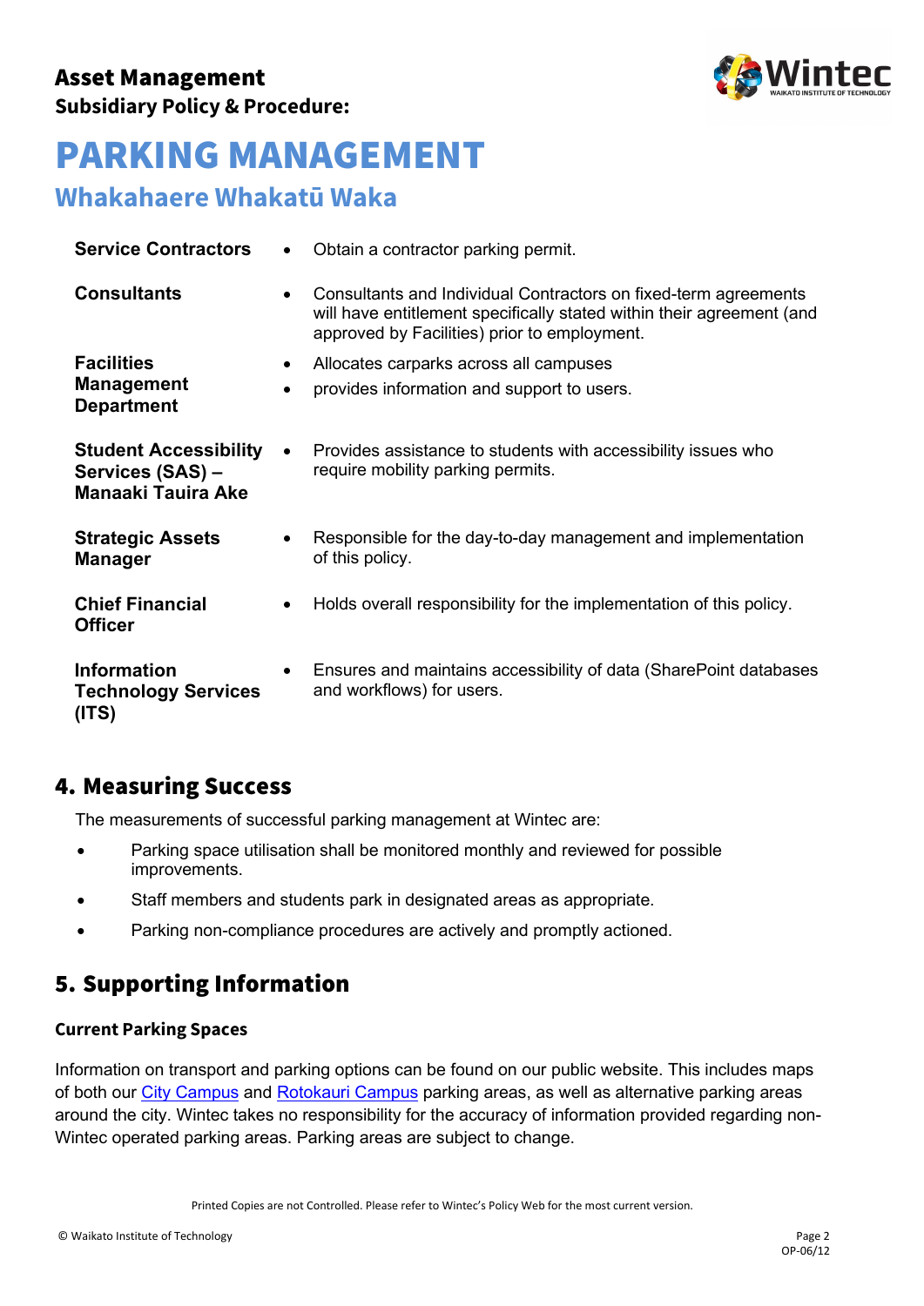| | |
|---|---|
| **Service Contractors** | • Obtain a contractor parking permit. |
| **Consultants** | • Consultants and Individual Contractors on fixed-term agreements will have entitlement specifically stated within their agreement (and approved by Facilities) prior to employment. |
| **Facilities Management Department** | • Allocates carparks across all campuses<br>• provides information and support to users. |
| **Student Accessibility Services (SAS) – Manaaki Tauira Ake** | • Provides assistance to students with accessibility issues who require mobility parking permits. |
| **Strategic Assets Manager** | • Responsible for the day-to-day management and implementation of this policy. |
| **Chief Financial Officer** | • Holds overall responsibility for the implementation of this policy. |
| **Information Technology Services (ITS)** | • Ensures and maintains accessibility of data (SharePoint databases and workflows) for users. |

## 4. Measuring Success

The measurements of successful parking management at Wintec are:

- Parking space utilisation shall be monitored monthly and reviewed for possible improvements.
- Staff members and students park in designated areas as appropriate.
- Parking non-compliance procedures are actively and promptly actioned.

## 5. Supporting Information

### Current Parking Spaces

Information on transport and parking options can be found on our public website. This includes maps of both our City Campus and Rotokauri Campus parking areas, as well as alternative parking areas around the city. Wintec takes no responsibility for the accuracy of information provided regarding non-Wintec operated parking areas. Parking areas are subject to change.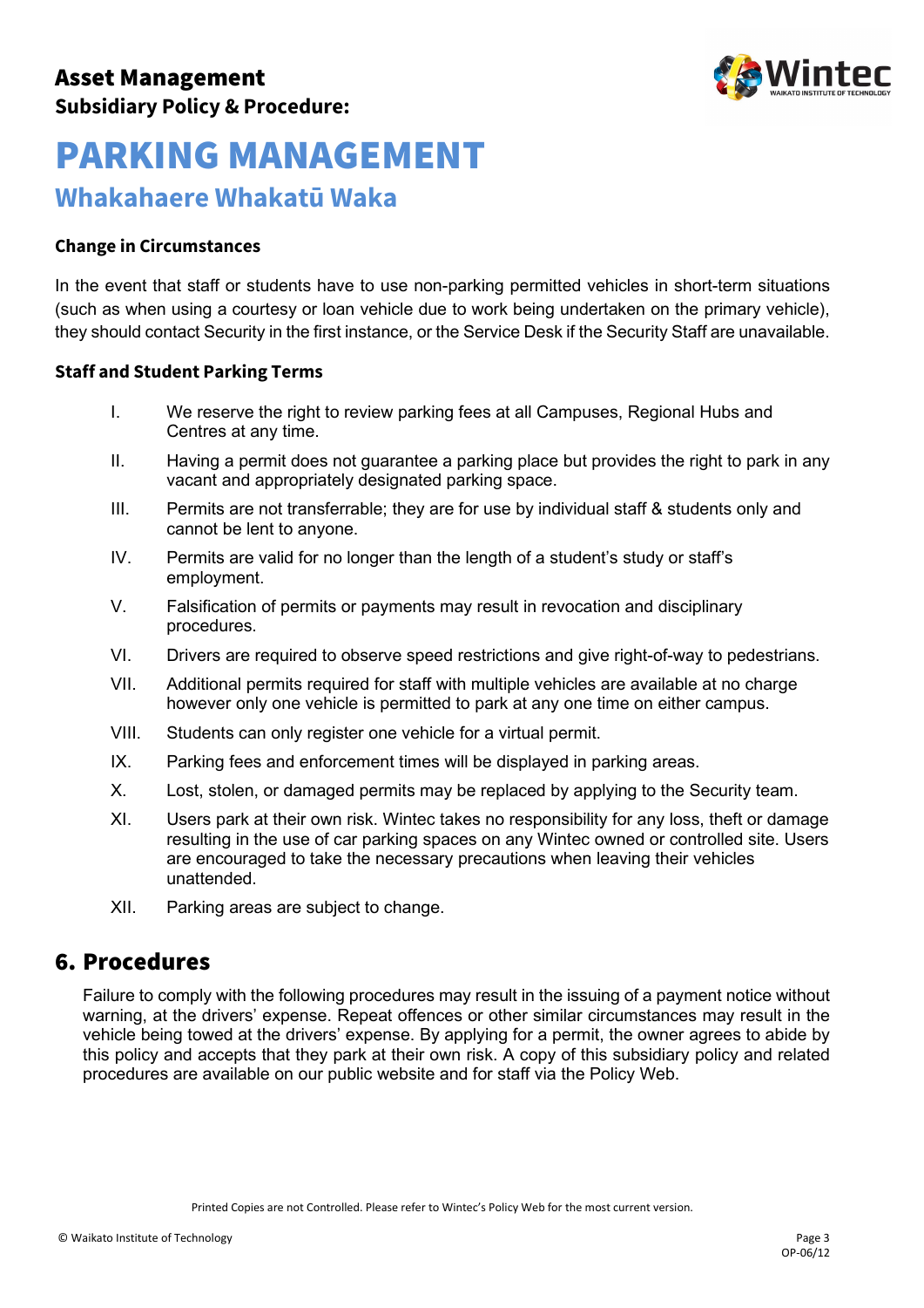### Change in Circumstances

In the event that staff or students have to use non-parking permitted vehicles in short-term situations (such as when using a courtesy or loan vehicle due to work being undertaken on the primary vehicle), they should contact Security in the first instance, or the Service Desk if the Security Staff are unavailable.

### Staff and Student Parking Terms

I. We reserve the right to review parking fees at all Campuses, Regional Hubs and Centres at any time.

II. Having a permit does not guarantee a parking place but provides the right to park in any vacant and appropriately designated parking space.

III. Permits are not transferrable; they are for use by individual staff & students only and cannot be lent to anyone.

IV. Permits are valid for no longer than the length of a student's study or staff's employment.

V. Falsification of permits or payments may result in revocation and disciplinary procedures.

VI. Drivers are required to observe speed restrictions and give right-of-way to pedestrians.

VII. Additional permits required for staff with multiple vehicles are available at no charge however only one vehicle is permitted to park at any one time on either campus.

VIII. Students can only register one vehicle for a virtual permit.

IX. Parking fees and enforcement times will be displayed in parking areas.

X. Lost, stolen, or damaged permits may be replaced by applying to the Security team.

XI. Users park at their own risk. Wintec takes no responsibility for any loss, theft or damage resulting in the use of car parking spaces on any Wintec owned or controlled site. Users are encouraged to take the necessary precautions when leaving their vehicles unattended.

XII. Parking areas are subject to change.

## 6. Procedures

Failure to comply with the following procedures may result in the issuing of a payment notice without warning, at the drivers' expense. Repeat offences or other similar circumstances may result in the vehicle being towed at the drivers' expense. By applying for a permit, the owner agrees to abide by this policy and accepts that they park at their own risk. A copy of this subsidiary policy and related procedures are available on our public website and for staff via the Policy Web.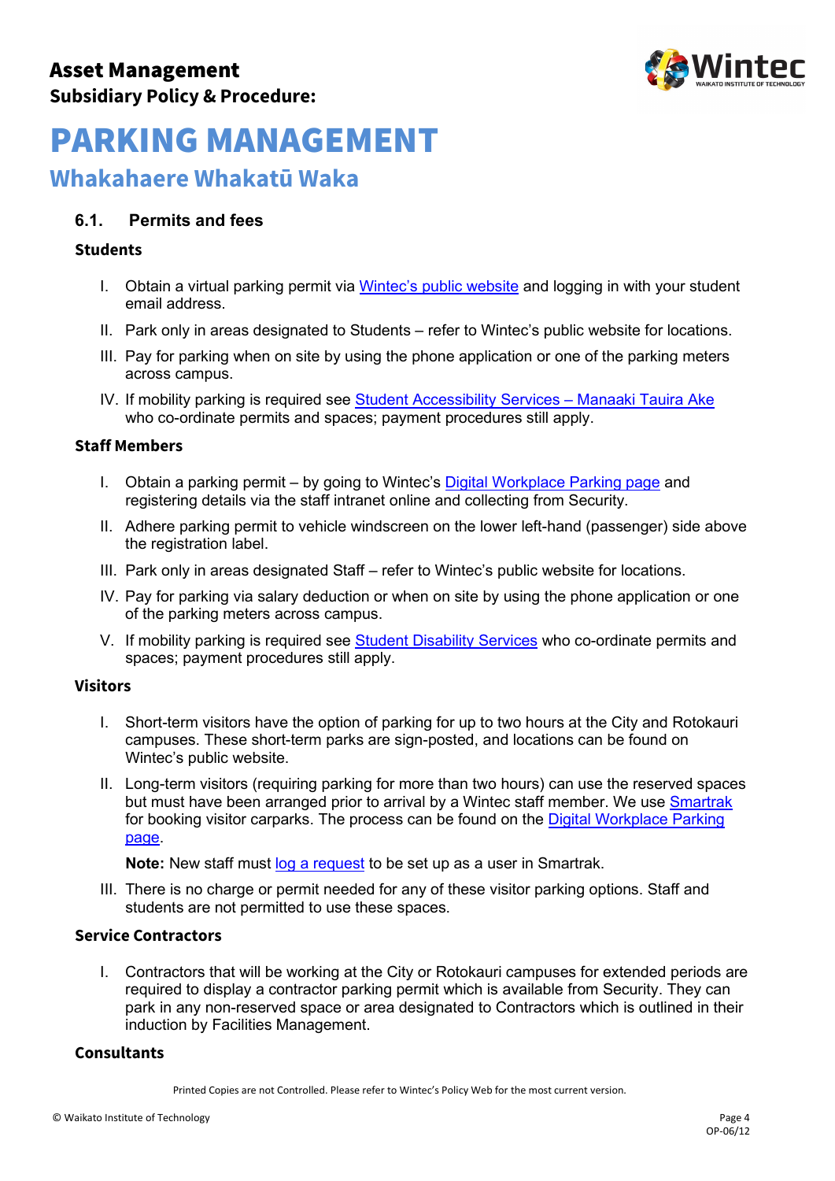# Asset Management

**Subsidiary Policy & Procedure:**

# PARKING MANAGEMENT

## Whakahaere Whakatū Waka

### 6.1. Permits and fees

**Students**

I. Obtain a virtual parking permit via Wintec's public website and logging in with your student email address.

II. Park only in areas designated to Students – refer to Wintec's public website for locations.

III. Pay for parking when on site by using the phone application or one of the parking meters across campus.

IV. If mobility parking is required see Student Accessibility Services – Manaaki Tauira Ake who co-ordinate permits and spaces; payment procedures still apply.

**Staff Members**

I. Obtain a parking permit – by going to Wintec's Digital Workplace Parking page and registering details via the staff intranet online and collecting from Security.

II. Adhere parking permit to vehicle windscreen on the lower left-hand (passenger) side above the registration label.

III. Park only in areas designated Staff – refer to Wintec's public website for locations.

IV. Pay for parking via salary deduction or when on site by using the phone application or one of the parking meters across campus.

V. If mobility parking is required see Student Disability Services who co-ordinate permits and spaces; payment procedures still apply.

**Visitors**

I. Short-term visitors have the option of parking for up to two hours at the City and Rotokauri campuses. These short-term parks are sign-posted, and locations can be found on Wintec's public website.

II. Long-term visitors (requiring parking for more than two hours) can use the reserved spaces but must have been arranged prior to arrival by a Wintec staff member. We use Smartrak for booking visitor carparks. The process can be found on the Digital Workplace Parking page.

**Note:** New staff must log a request to be set up as a user in Smartrak.

III. There is no charge or permit needed for any of these visitor parking options. Staff and students are not permitted to use these spaces.

**Service Contractors**

I. Contractors that will be working at the City or Rotokauri campuses for extended periods are required to display a contractor parking permit which is available from Security. They can park in any non-reserved space or area designated to Contractors which is outlined in their induction by Facilities Management.

**Consultants**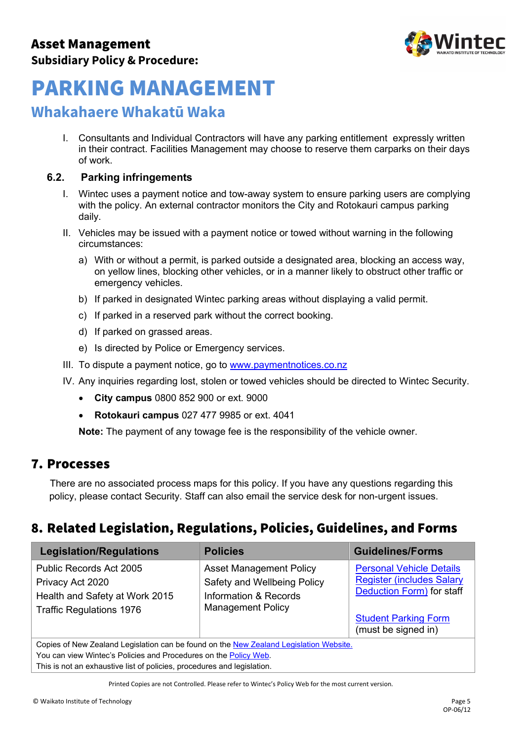I. Consultants and Individual Contractors will have any parking entitlement expressly written in their contract. Facilities Management may choose to reserve them carparks on their days of work.

### 6.2. Parking infringements

I. Wintec uses a payment notice and tow-away system to ensure parking users are complying with the policy. An external contractor monitors the City and Rotokauri campus parking daily.

II. Vehicles may be issued with a payment notice or towed without warning in the following circumstances:

a) With or without a permit, is parked outside a designated area, blocking an access way, on yellow lines, blocking other vehicles, or in a manner likely to obstruct other traffic or emergency vehicles.

b) If parked in designated Wintec parking areas without displaying a valid permit.

c) If parked in a reserved park without the correct booking.

d) If parked on grassed areas.

e) Is directed by Police or Emergency services.

III. To dispute a payment notice, go to [www.paymentnotices.co.nz](www.paymentnotices.co.nz)

IV. Any inquiries regarding lost, stolen or towed vehicles should be directed to Wintec Security.

- **City campus** 0800 852 900 or ext. 9000
- **Rotokauri campus** 027 477 9985 or ext. 4041

**Note:** The payment of any towage fee is the responsibility of the vehicle owner.

## 7. Processes

There are no associated process maps for this policy. If you have any questions regarding this policy, please contact Security. Staff can also email the service desk for non-urgent issues.

## 8. Related Legislation, Regulations, Policies, Guidelines, and Forms

| Legislation/Regulations | Policies | Guidelines/Forms |
|---|---|---|
| Public Records Act 2005<br>Privacy Act 2020<br>Health and Safety at Work 2015<br>Traffic Regulations 1976 | Asset Management Policy<br>Safety and Wellbeing Policy<br>Information & Records Management Policy | Personal Vehicle Details Register (includes Salary Deduction Form) for staff<br><br>Student Parking Form (must be signed in) |
| Copies of New Zealand Legislation can be found on the New Zealand Legislation Website.<br>You can view Wintec's Policies and Procedures on the Policy Web.<br>This is not an exhaustive list of policies, procedures and legislation. | | |

Printed Copies are not Controlled. Please refer to Wintec's Policy Web for the most current version.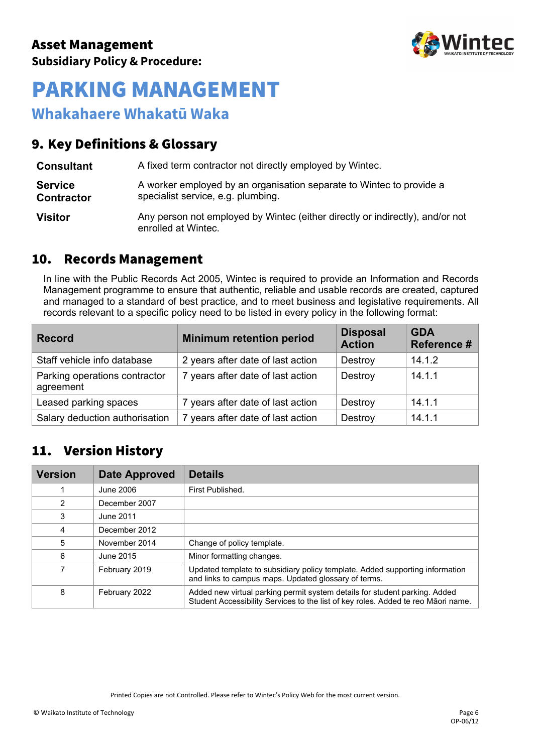# Asset Management

**Subsidiary Policy & Procedure:**

# PARKING MANAGEMENT

## Whakahaere Whakatū Waka

## 9. Key Definitions & Glossary

| | |
|---|---|
| **Consultant** | A fixed term contractor not directly employed by Wintec. |
| **Service Contractor** | A worker employed by an organisation separate to Wintec to provide a specialist service, e.g. plumbing. |
| **Visitor** | Any person not employed by Wintec (either directly or indirectly), and/or not enrolled at Wintec. |

## 10. Records Management

In line with the Public Records Act 2005, Wintec is required to provide an Information and Records Management programme to ensure that authentic, reliable and usable records are created, captured and managed to a standard of best practice, and to meet business and legislative requirements. All records relevant to a specific policy need to be listed in every policy in the following format:

| Record | Minimum retention period | Disposal Action | GDA Reference # |
|---|---|---|---|
| Staff vehicle info database | 2 years after date of last action | Destroy | 14.1.2 |
| Parking operations contractor agreement | 7 years after date of last action | Destroy | 14.1.1 |
| Leased parking spaces | 7 years after date of last action | Destroy | 14.1.1 |
| Salary deduction authorisation | 7 years after date of last action | Destroy | 14.1.1 |

## 11. Version History

| Version | Date Approved | Details |
|---|---|---|
| 1 | June 2006 | First Published. |
| 2 | December 2007 | |
| 3 | June 2011 | |
| 4 | December 2012 | |
| 5 | November 2014 | Change of policy template. |
| 6 | June 2015 | Minor formatting changes. |
| 7 | February 2019 | Updated template to subsidiary policy template. Added supporting information and links to campus maps. Updated glossary of terms. |
| 8 | February 2022 | Added new virtual parking permit system details for student parking. Added Student Accessibility Services to the list of key roles. Added te reo Māori name. |

Printed Copies are not Controlled. Please refer to Wintec's Policy Web for the most current version.

© Waikato Institute of Technology

OP-06/12